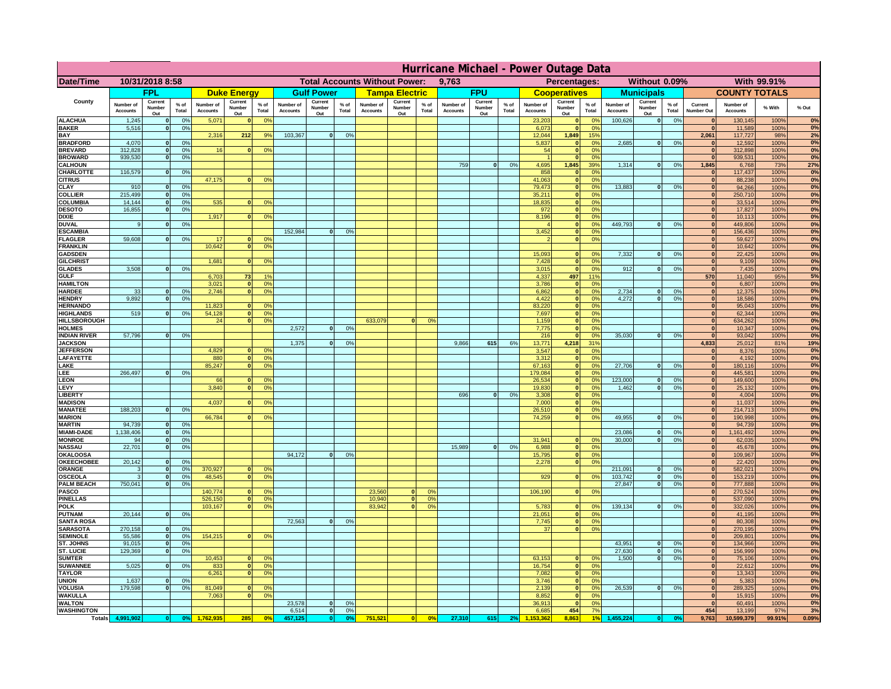# Hurricane Michael - Power Outage Data

| Date/Time | 10/31/2018 8:58 | | | Total Accounts Without Power: | | | | 9,763 | | | | | Percentages: | | | Without 0.09% | | | | With 99.91% | | |
|---|---|---|---|---|---|---|---|---|---|---|---|---|---|---|---|---|---|---|---|---|---|---|
| County | FPL | | | Duke Energy | | | Gulf Power | | | Tampa Electric | | | FPU | | | Cooperatives | | | Municipals | | | COUNTY TOTALS | | | |
| | Number of Accounts | Current Number Out | % of Total | Number of Accounts | Current Number Out | % of Total | Number of Accounts | Current Number Out | % of Total | Number of Accounts | Current Number Out | % of Total | Number of Accounts | Current Number Out | % of Total | Number of Accounts | Current Number Out | % of Total | Number of Accounts | Current Number Out | % of Total | Current Number Out | Number of Accounts | % With | % Out |
| ALACHUA | 1,245 | 0 | 0% | 5,071 | 0 | 0% | | | | | | | | | | 23,203 | 0 | 0% | 100,626 | 0 | 0% | 0 | 130,145 | 100% | 0% |
| BAKER | 5,516 | 0 | 0% | | | | | | | | | | | | | 6,073 | 0 | 0% | | | | 0 | 11,589 | 100% | 0% |
| BAY | | | | 2,316 | 212 | 9% | 103,367 | 0 | 0% | | | | | | | 12,044 | 1,849 | 15% | | | | 2,061 | 117,727 | 98% | 2% |
| BRADFORD | 4,070 | 0 | 0% | | | | | | | | | | | | | 5,837 | 0 | 0% | 2,685 | 0 | 0% | 0 | 12,592 | 100% | 0% |
| BREVARD | 312,828 | 0 | 0% | 16 | 0 | 0% | | | | | | | | | | 54 | 0 | 0% | | | | 0 | 312,898 | 100% | 0% |
| BROWARD | 939,530 | 0 | 0% | | | | | | | | | | | | | 1 | 0 | 0% | | | | 0 | 939,531 | 100% | 0% |
| CALHOUN | | | | | | | | | | | | | 759 | 0 | 0% | 4,695 | 1,845 | 39% | 1,314 | 0 | 0% | 1,845 | 6,768 | 73% | 27% |
| CHARLOTTE | 116,579 | 0 | 0% | | | | | | | | | | | | | 858 | 0 | 0% | | | | 0 | 117,437 | 100% | 0% |
| CITRUS | | | | 47,175 | 0 | 0% | | | | | | | | | | 41,063 | 0 | 0% | | | | 0 | 88,238 | 100% | 0% |
| CLAY | 910 | 0 | 0% | | | | | | | | | | | | | 79,473 | 0 | 0% | 13,883 | 0 | 0% | 0 | 94,266 | 100% | 0% |
| COLLIER | 215,499 | 0 | 0% | | | | | | | | | | | | | 35,211 | 0 | 0% | | | | 0 | 250,710 | 100% | 0% |
| COLUMBIA | 14,144 | 0 | 0% | 535 | 0 | 0% | | | | | | | | | | 18,835 | 0 | 0% | | | | 0 | 33,514 | 100% | 0% |
| DESOTO | 16,855 | 0 | 0% | | | | | | | | | | | | | 972 | 0 | 0% | | | | 0 | 17,827 | 100% | 0% |
| DIXIE | | | | 1,917 | 0 | 0% | | | | | | | | | | 8,196 | 0 | 0% | | | | 0 | 10,113 | 100% | 0% |
| DUVAL | 9 | 0 | 0% | | | | | | | | | | | | | 4 | 0 | 0% | 449,793 | 0 | 0% | 0 | 449,806 | 100% | 0% |
| ESCAMBIA | | | | | | | 152,984 | 0 | 0% | | | | | | | 3,452 | 0 | 0% | | | | 0 | 156,436 | 100% | 0% |
| FLAGLER | 59,608 | 0 | 0% | 17 | 0 | 0% | | | | | | | | | | 2 | 0 | 0% | | | | 0 | 59,627 | 100% | 0% |
| FRANKLIN | | | | 10,642 | 0 | 0% | | | | | | | | | | | | | | | | 0 | 10,642 | 100% | 0% |
| GADSDEN | | | | | | | | | | | | | | | | 15,093 | 0 | 0% | 7,332 | 0 | 0% | 0 | 22,425 | 100% | 0% |
| GILCHRIST | | | | 1,681 | 0 | 0% | | | | | | | | | | 7,428 | 0 | 0% | | | | 0 | 9,109 | 100% | 0% |
| GLADES | 3,508 | 0 | 0% | | | | | | | | | | | | | 3,015 | 0 | 0% | 912 | 0 | 0% | 0 | 7,435 | 100% | 0% |
| GULF | | | | 6,703 | 73 | 1% | | | | | | | | | | 4,337 | 497 | 11% | | | | 570 | 11,040 | 95% | 5% |
| HAMILTON | | | | 3,021 | 0 | 0% | | | | | | | | | | 3,786 | 0 | 0% | | | | 0 | 6,807 | 100% | 0% |
| HARDEE | 33 | 0 | 0% | 2,746 | 0 | 0% | | | | | | | | | | 6,862 | 0 | 0% | 2,734 | 0 | 0% | 0 | 12,375 | 100% | 0% |
| HENDRY | 9,892 | 0 | 0% | | | | | | | | | | | | | 4,422 | 0 | 0% | 4,272 | 0 | 0% | 0 | 18,586 | 100% | 0% |
| HERNANDO | | | | 11,823 | 0 | 0% | | | | | | | | | | 83,220 | 0 | 0% | | | | 0 | 95,043 | 100% | 0% |
| HIGHLANDS | 519 | 0 | 0% | 54,128 | 0 | 0% | | | | | | | | | | 7,697 | 0 | 0% | | | | 0 | 62,344 | 100% | 0% |
| HILLSBOROUGH | | | | 24 | 0 | 0% | | | | 633,079 | 0 | 0% | | | | 1,159 | 0 | 0% | | | | 0 | 634,262 | 100% | 0% |
| HOLMES | | | | | | | 2,572 | 0 | 0% | | | | | | | 7,775 | 0 | 0% | | | | 0 | 10,347 | 100% | 0% |
| INDIAN RIVER | 57,796 | 0 | 0% | | | | | | | | | | | | | 216 | 0 | 0% | 35,030 | 0 | 0% | 0 | 93,042 | 100% | 0% |
| JACKSON | | | | | | | 1,375 | 0 | 0% | | | | 9,866 | 615 | 6% | 13,771 | 4,218 | 31% | | | | 4,833 | 25,012 | 81% | 19% |
| JEFFERSON | | | | 4,829 | 0 | 0% | | | | | | | | | | 3,547 | 0 | 0% | | | | 0 | 8,376 | 100% | 0% |
| LAFAYETTE | | | | 880 | 0 | 0% | | | | | | | | | | 3,312 | 0 | 0% | | | | 0 | 4,192 | 100% | 0% |
| LAKE | | | | 85,247 | 0 | 0% | | | | | | | | | | 67,163 | 0 | 0% | 27,706 | 0 | 0% | 0 | 180,116 | 100% | 0% |
| LEE | 266,497 | 0 | 0% | | | | | | | | | | | | | 179,084 | 0 | 0% | | | | 0 | 445,581 | 100% | 0% |
| LEON | | | | 66 | 0 | 0% | | | | | | | | | | 26,534 | 0 | 0% | 123,000 | 0 | 0% | 0 | 149,600 | 100% | 0% |
| LEVY | | | | 3,840 | 0 | 0% | | | | | | | | | | 19,830 | 0 | 0% | 1,462 | 0 | 0% | 0 | 25,132 | 100% | 0% |
| LIBERTY | | | | | | | | | | | | | 696 | 0 | 0% | 3,308 | 0 | 0% | | | | 0 | 4,004 | 100% | 0% |
| MADISON | | | | 4,037 | 0 | 0% | | | | | | | | | | 7,000 | 0 | 0% | | | | 0 | 11,037 | 100% | 0% |
| MANATEE | 188,203 | 0 | 0% | | | | | | | | | | | | | 26,510 | 0 | 0% | | | | 0 | 214,713 | 100% | 0% |
| MARION | | | | 66,784 | 0 | 0% | | | | | | | | | | 74,259 | 0 | 0% | 49,955 | 0 | 0% | 0 | 190,998 | 100% | 0% |
| MARTIN | 94,739 | 0 | 0% | | | | | | | | | | | | | | | | | | | 0 | 94,739 | 100% | 0% |
| MIAMI-DADE | 1,138,406 | 0 | 0% | | | | | | | | | | | | | | | | 23,086 | 0 | 0% | 0 | 1,161,492 | 100% | 0% |
| MONROE | 94 | 0 | 0% | | | | | | | | | | | | | 31,941 | 0 | 0% | 30,000 | 0 | 0% | 0 | 62,035 | 100% | 0% |
| NASSAU | 22,701 | 0 | 0% | | | | | | | | | | 15,989 | 0 | 0% | 6,988 | 0 | 0% | | | | 0 | 45,678 | 100% | 0% |
| OKALOOSA | | | | | | | 94,172 | 0 | 0% | | | | | | | 15,795 | 0 | 0% | | | | 0 | 109,967 | 100% | 0% |
| OKEECHOBEE | 20,142 | 0 | 0% | | | | | | | | | | | | | 2,278 | 0 | 0% | | | | 0 | 22,420 | 100% | 0% |
| ORANGE | 3 | 0 | 0% | 370,927 | 0 | 0% | | | | | | | | | | | | | 211,091 | 0 | 0% | 0 | 582,021 | 100% | 0% |
| OSCEOLA | 3 | 0 | 0% | 48,545 | 0 | 0% | | | | | | | | | | 929 | 0 | 0% | 103,742 | 0 | 0% | 0 | 153,219 | 100% | 0% |
| PALM BEACH | 750,041 | 0 | 0% | | | | | | | | | | | | | | | | 27,847 | 0 | 0% | 0 | 777,888 | 100% | 0% |
| PASCO | | | | 140,774 | 0 | 0% | | | | 23,560 | 0 | 0% | | | | 106,190 | 0 | 0% | | | | 0 | 270,524 | 100% | 0% |
| PINELLAS | | | | 526,150 | 0 | 0% | | | | 10,940 | 0 | 0% | | | | | | | | | | 0 | 537,090 | 100% | 0% |
| POLK | | | | 103,167 | 0 | 0% | | | | 83,942 | 0 | 0% | | | | 5,783 | 0 | 0% | 139,134 | 0 | 0% | 0 | 332,026 | 100% | 0% |
| PUTNAM | 20,144 | 0 | 0% | | | | | | | | | | | | | 21,051 | 0 | 0% | | | | 0 | 41,195 | 100% | 0% |
| SANTA ROSA | | | | | | | 72,563 | 0 | 0% | | | | | | | 7,745 | 0 | 0% | | | | 0 | 80,308 | 100% | 0% |
| SARASOTA | 270,158 | 0 | 0% | | | | | | | | | | | | | 37 | 0 | 0% | | | | 0 | 270,195 | 100% | 0% |
| SEMINOLE | 55,586 | 0 | 0% | 154,215 | 0 | 0% | | | | | | | | | | | | | | | | 0 | 209,801 | 100% | 0% |
| ST. JOHNS | 91,015 | 0 | 0% | | | | | | | | | | | | | | | | 43,951 | 0 | 0% | 0 | 134,966 | 100% | 0% |
| ST. LUCIE | 129,369 | 0 | 0% | | | | | | | | | | | | | | | | 27,630 | 0 | 0% | 0 | 156,999 | 100% | 0% |
| SUMTER | | | | 10,453 | 0 | 0% | | | | | | | | | | 63,153 | 0 | 0% | 1,500 | 0 | 0% | 0 | 75,106 | 100% | 0% |
| SUWANNEE | 5,025 | 0 | 0% | 833 | 0 | 0% | | | | | | | | | | 16,754 | 0 | 0% | | | | 0 | 22,612 | 100% | 0% |
| TAYLOR | | | | 6,261 | 0 | 0% | | | | | | | | | | 7,082 | 0 | 0% | | | | 0 | 13,343 | 100% | 0% |
| UNION | 1,637 | 0 | 0% | | | | | | | | | | | | | 3,746 | 0 | 0% | | | | 0 | 5,383 | 100% | 0% |
| VOLUSIA | 179,598 | 0 | 0% | 81,049 | 0 | 0% | | | | | | | | | | 2,139 | 0 | 0% | 26,539 | 0 | 0% | 0 | 289,325 | 100% | 0% |
| WAKULLA | | | | 7,063 | 0 | 0% | | | | | | | | | | 8,852 | 0 | 0% | | | | 0 | 15,915 | 100% | 0% |
| WALTON | | | | | | | 23,578 | 0 | 0% | | | | | | | 36,913 | 0 | 0% | | | | 0 | 60,491 | 100% | 0% |
| WASHINGTON | | | | | | | 6,514 | 0 | 0% | | | | | | | 6,685 | 454 | 7% | | | | 454 | 13,199 | 97% | 3% |
| Totals | 4,991,902 | 0 | 0% | 1,762,935 | 285 | 0% | 457,125 | 0 | 0% | 751,521 | 0 | 0% | 27,310 | 615 | 2% | 1,153,362 | 8,863 | 1% | 1,455,224 | 0 | 0% | 9,763 | 10,599,379 | 99.91% | 0.09% |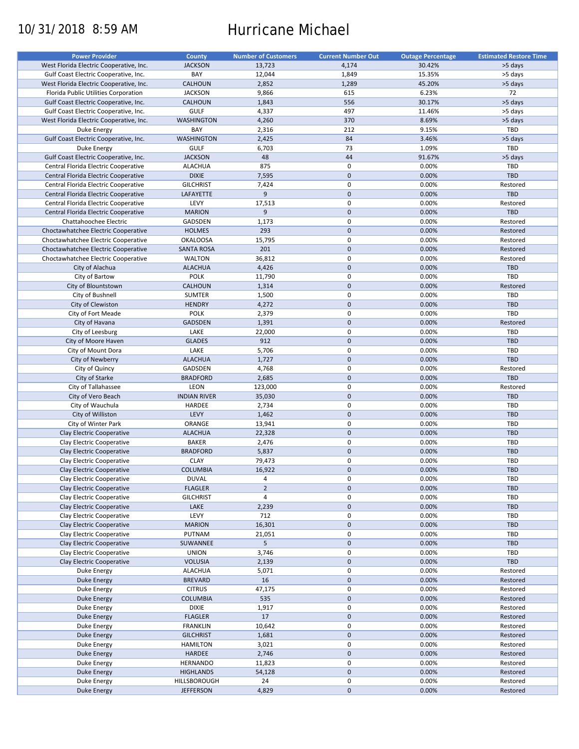10/31/2018 8:59 AM

# Hurricane Michael

| Power Provider | County | Number of Customers | Current Number Out | Outage Percentage | Estimated Restore Time |
|---|---|---|---|---|---|
| West Florida Electric Cooperative, Inc. | JACKSON | 13,723 | 4,174 | 30.42% | >5 days |
| Gulf Coast Electric Cooperative, Inc. | BAY | 12,044 | 1,849 | 15.35% | >5 days |
| West Florida Electric Cooperative, Inc. | CALHOUN | 2,852 | 1,289 | 45.20% | >5 days |
| Florida Public Utilities Corporation | JACKSON | 9,866 | 615 | 6.23% | 72 |
| Gulf Coast Electric Cooperative, Inc. | CALHOUN | 1,843 | 556 | 30.17% | >5 days |
| Gulf Coast Electric Cooperative, Inc. | GULF | 4,337 | 497 | 11.46% | >5 days |
| West Florida Electric Cooperative, Inc. | WASHINGTON | 4,260 | 370 | 8.69% | >5 days |
| Duke Energy | BAY | 2,316 | 212 | 9.15% | TBD |
| Gulf Coast Electric Cooperative, Inc. | WASHINGTON | 2,425 | 84 | 3.46% | >5 days |
| Duke Energy | GULF | 6,703 | 73 | 1.09% | TBD |
| Gulf Coast Electric Cooperative, Inc. | JACKSON | 48 | 44 | 91.67% | >5 days |
| Central Florida Electric Cooperative | ALACHUA | 875 | 0 | 0.00% | TBD |
| Central Florida Electric Cooperative | DIXIE | 7,595 | 0 | 0.00% | TBD |
| Central Florida Electric Cooperative | GILCHRIST | 7,424 | 0 | 0.00% | Restored |
| Central Florida Electric Cooperative | LAFAYETTE | 9 | 0 | 0.00% | TBD |
| Central Florida Electric Cooperative | LEVY | 17,513 | 0 | 0.00% | Restored |
| Central Florida Electric Cooperative | MARION | 9 | 0 | 0.00% | TBD |
| Chattahoochee Electric | GADSDEN | 1,173 | 0 | 0.00% | Restored |
| Choctawhatchee Electric Cooperative | HOLMES | 293 | 0 | 0.00% | Restored |
| Choctawhatchee Electric Cooperative | OKALOOSA | 15,795 | 0 | 0.00% | Restored |
| Choctawhatchee Electric Cooperative | SANTA ROSA | 201 | 0 | 0.00% | Restored |
| Choctawhatchee Electric Cooperative | WALTON | 36,812 | 0 | 0.00% | Restored |
| City of Alachua | ALACHUA | 4,426 | 0 | 0.00% | TBD |
| City of Bartow | POLK | 11,790 | 0 | 0.00% | TBD |
| City of Blountstown | CALHOUN | 1,314 | 0 | 0.00% | Restored |
| City of Bushnell | SUMTER | 1,500 | 0 | 0.00% | TBD |
| City of Clewiston | HENDRY | 4,272 | 0 | 0.00% | TBD |
| City of Fort Meade | POLK | 2,379 | 0 | 0.00% | TBD |
| City of Havana | GADSDEN | 1,391 | 0 | 0.00% | Restored |
| City of Leesburg | LAKE | 22,000 | 0 | 0.00% | TBD |
| City of Moore Haven | GLADES | 912 | 0 | 0.00% | TBD |
| City of Mount Dora | LAKE | 5,706 | 0 | 0.00% | TBD |
| City of Newberry | ALACHUA | 1,727 | 0 | 0.00% | TBD |
| City of Quincy | GADSDEN | 4,768 | 0 | 0.00% | Restored |
| City of Starke | BRADFORD | 2,685 | 0 | 0.00% | TBD |
| City of Tallahassee | LEON | 123,000 | 0 | 0.00% | Restored |
| City of Vero Beach | INDIAN RIVER | 35,030 | 0 | 0.00% | TBD |
| City of Wauchula | HARDEE | 2,734 | 0 | 0.00% | TBD |
| City of Williston | LEVY | 1,462 | 0 | 0.00% | TBD |
| City of Winter Park | ORANGE | 13,941 | 0 | 0.00% | TBD |
| Clay Electric Cooperative | ALACHUA | 22,328 | 0 | 0.00% | TBD |
| Clay Electric Cooperative | BAKER | 2,476 | 0 | 0.00% | TBD |
| Clay Electric Cooperative | BRADFORD | 5,837 | 0 | 0.00% | TBD |
| Clay Electric Cooperative | CLAY | 79,473 | 0 | 0.00% | TBD |
| Clay Electric Cooperative | COLUMBIA | 16,922 | 0 | 0.00% | TBD |
| Clay Electric Cooperative | DUVAL | 4 | 0 | 0.00% | TBD |
| Clay Electric Cooperative | FLAGLER | 2 | 0 | 0.00% | TBD |
| Clay Electric Cooperative | GILCHRIST | 4 | 0 | 0.00% | TBD |
| Clay Electric Cooperative | LAKE | 2,239 | 0 | 0.00% | TBD |
| Clay Electric Cooperative | LEVY | 712 | 0 | 0.00% | TBD |
| Clay Electric Cooperative | MARION | 16,301 | 0 | 0.00% | TBD |
| Clay Electric Cooperative | PUTNAM | 21,051 | 0 | 0.00% | TBD |
| Clay Electric Cooperative | SUWANNEE | 5 | 0 | 0.00% | TBD |
| Clay Electric Cooperative | UNION | 3,746 | 0 | 0.00% | TBD |
| Clay Electric Cooperative | VOLUSIA | 2,139 | 0 | 0.00% | TBD |
| Duke Energy | ALACHUA | 5,071 | 0 | 0.00% | Restored |
| Duke Energy | BREVARD | 16 | 0 | 0.00% | Restored |
| Duke Energy | CITRUS | 47,175 | 0 | 0.00% | Restored |
| Duke Energy | COLUMBIA | 535 | 0 | 0.00% | Restored |
| Duke Energy | DIXIE | 1,917 | 0 | 0.00% | Restored |
| Duke Energy | FLAGLER | 17 | 0 | 0.00% | Restored |
| Duke Energy | FRANKLIN | 10,642 | 0 | 0.00% | Restored |
| Duke Energy | GILCHRIST | 1,681 | 0 | 0.00% | Restored |
| Duke Energy | HAMILTON | 3,021 | 0 | 0.00% | Restored |
| Duke Energy | HARDEE | 2,746 | 0 | 0.00% | Restored |
| Duke Energy | HERNANDO | 11,823 | 0 | 0.00% | Restored |
| Duke Energy | HIGHLANDS | 54,128 | 0 | 0.00% | Restored |
| Duke Energy | HILLSBOROUGH | 24 | 0 | 0.00% | Restored |
| Duke Energy | JEFFERSON | 4,829 | 0 | 0.00% | Restored |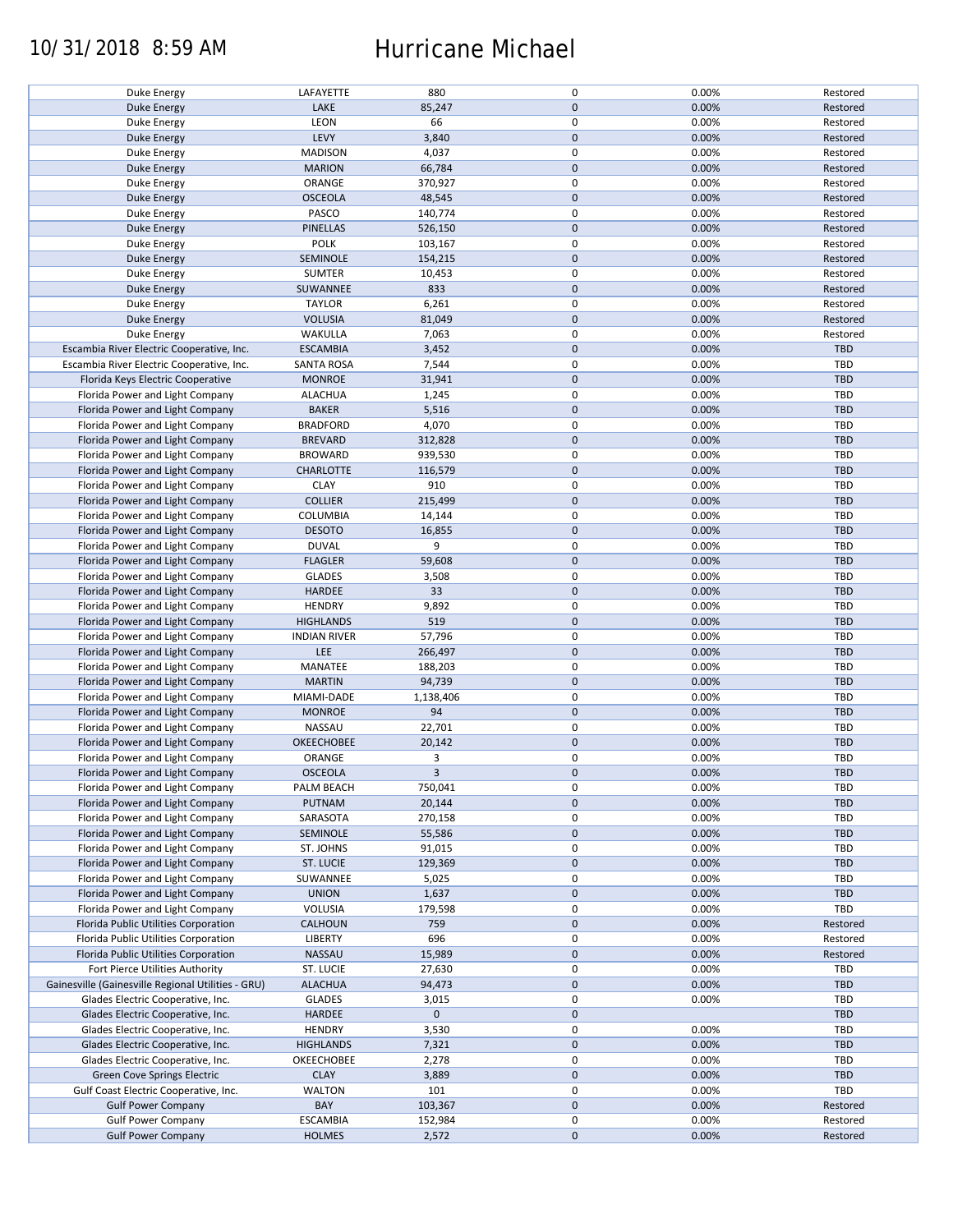| | | | | | |
|---|---|---|---|---|---|
| Duke Energy | LAFAYETTE | 880 | 0 | 0.00% | Restored |
| Duke Energy | LAKE | 85,247 | 0 | 0.00% | Restored |
| Duke Energy | LEON | 66 | 0 | 0.00% | Restored |
| Duke Energy | LEVY | 3,840 | 0 | 0.00% | Restored |
| Duke Energy | MADISON | 4,037 | 0 | 0.00% | Restored |
| Duke Energy | MARION | 66,784 | 0 | 0.00% | Restored |
| Duke Energy | ORANGE | 370,927 | 0 | 0.00% | Restored |
| Duke Energy | OSCEOLA | 48,545 | 0 | 0.00% | Restored |
| Duke Energy | PASCO | 140,774 | 0 | 0.00% | Restored |
| Duke Energy | PINELLAS | 526,150 | 0 | 0.00% | Restored |
| Duke Energy | POLK | 103,167 | 0 | 0.00% | Restored |
| Duke Energy | SEMINOLE | 154,215 | 0 | 0.00% | Restored |
| Duke Energy | SUMTER | 10,453 | 0 | 0.00% | Restored |
| Duke Energy | SUWANNEE | 833 | 0 | 0.00% | Restored |
| Duke Energy | TAYLOR | 6,261 | 0 | 0.00% | Restored |
| Duke Energy | VOLUSIA | 81,049 | 0 | 0.00% | Restored |
| Duke Energy | WAKULLA | 7,063 | 0 | 0.00% | Restored |
| Escambia River Electric Cooperative, Inc. | ESCAMBIA | 3,452 | 0 | 0.00% | TBD |
| Escambia River Electric Cooperative, Inc. | SANTA ROSA | 7,544 | 0 | 0.00% | TBD |
| Florida Keys Electric Cooperative | MONROE | 31,941 | 0 | 0.00% | TBD |
| Florida Power and Light Company | ALACHUA | 1,245 | 0 | 0.00% | TBD |
| Florida Power and Light Company | BAKER | 5,516 | 0 | 0.00% | TBD |
| Florida Power and Light Company | BRADFORD | 4,070 | 0 | 0.00% | TBD |
| Florida Power and Light Company | BREVARD | 312,828 | 0 | 0.00% | TBD |
| Florida Power and Light Company | BROWARD | 939,530 | 0 | 0.00% | TBD |
| Florida Power and Light Company | CHARLOTTE | 116,579 | 0 | 0.00% | TBD |
| Florida Power and Light Company | CLAY | 910 | 0 | 0.00% | TBD |
| Florida Power and Light Company | COLLIER | 215,499 | 0 | 0.00% | TBD |
| Florida Power and Light Company | COLUMBIA | 14,144 | 0 | 0.00% | TBD |
| Florida Power and Light Company | DESOTO | 16,855 | 0 | 0.00% | TBD |
| Florida Power and Light Company | DUVAL | 9 | 0 | 0.00% | TBD |
| Florida Power and Light Company | FLAGLER | 59,608 | 0 | 0.00% | TBD |
| Florida Power and Light Company | GLADES | 3,508 | 0 | 0.00% | TBD |
| Florida Power and Light Company | HARDEE | 33 | 0 | 0.00% | TBD |
| Florida Power and Light Company | HENDRY | 9,892 | 0 | 0.00% | TBD |
| Florida Power and Light Company | HIGHLANDS | 519 | 0 | 0.00% | TBD |
| Florida Power and Light Company | INDIAN RIVER | 57,796 | 0 | 0.00% | TBD |
| Florida Power and Light Company | LEE | 266,497 | 0 | 0.00% | TBD |
| Florida Power and Light Company | MANATEE | 188,203 | 0 | 0.00% | TBD |
| Florida Power and Light Company | MARTIN | 94,739 | 0 | 0.00% | TBD |
| Florida Power and Light Company | MIAMI-DADE | 1,138,406 | 0 | 0.00% | TBD |
| Florida Power and Light Company | MONROE | 94 | 0 | 0.00% | TBD |
| Florida Power and Light Company | NASSAU | 22,701 | 0 | 0.00% | TBD |
| Florida Power and Light Company | OKEECHOBEE | 20,142 | 0 | 0.00% | TBD |
| Florida Power and Light Company | ORANGE | 3 | 0 | 0.00% | TBD |
| Florida Power and Light Company | OSCEOLA | 3 | 0 | 0.00% | TBD |
| Florida Power and Light Company | PALM BEACH | 750,041 | 0 | 0.00% | TBD |
| Florida Power and Light Company | PUTNAM | 20,144 | 0 | 0.00% | TBD |
| Florida Power and Light Company | SARASOTA | 270,158 | 0 | 0.00% | TBD |
| Florida Power and Light Company | SEMINOLE | 55,586 | 0 | 0.00% | TBD |
| Florida Power and Light Company | ST. JOHNS | 91,015 | 0 | 0.00% | TBD |
| Florida Power and Light Company | ST. LUCIE | 129,369 | 0 | 0.00% | TBD |
| Florida Power and Light Company | SUWANNEE | 5,025 | 0 | 0.00% | TBD |
| Florida Power and Light Company | UNION | 1,637 | 0 | 0.00% | TBD |
| Florida Power and Light Company | VOLUSIA | 179,598 | 0 | 0.00% | TBD |
| Florida Public Utilities Corporation | CALHOUN | 759 | 0 | 0.00% | Restored |
| Florida Public Utilities Corporation | LIBERTY | 696 | 0 | 0.00% | Restored |
| Florida Public Utilities Corporation | NASSAU | 15,989 | 0 | 0.00% | Restored |
| Fort Pierce Utilities Authority | ST. LUCIE | 27,630 | 0 | 0.00% | TBD |
| Gainesville (Gainesville Regional Utilities - GRU) | ALACHUA | 94,473 | 0 | 0.00% | TBD |
| Glades Electric Cooperative, Inc. | GLADES | 3,015 | 0 | 0.00% | TBD |
| Glades Electric Cooperative, Inc. | HARDEE | 0 | 0 | | TBD |
| Glades Electric Cooperative, Inc. | HENDRY | 3,530 | 0 | 0.00% | TBD |
| Glades Electric Cooperative, Inc. | HIGHLANDS | 7,321 | 0 | 0.00% | TBD |
| Glades Electric Cooperative, Inc. | OKEECHOBEE | 2,278 | 0 | 0.00% | TBD |
| Green Cove Springs Electric | CLAY | 3,889 | 0 | 0.00% | TBD |
| Gulf Coast Electric Cooperative, Inc. | WALTON | 101 | 0 | 0.00% | TBD |
| Gulf Power Company | BAY | 103,367 | 0 | 0.00% | Restored |
| Gulf Power Company | ESCAMBIA | 152,984 | 0 | 0.00% | Restored |
| Gulf Power Company | HOLMES | 2,572 | 0 | 0.00% | Restored |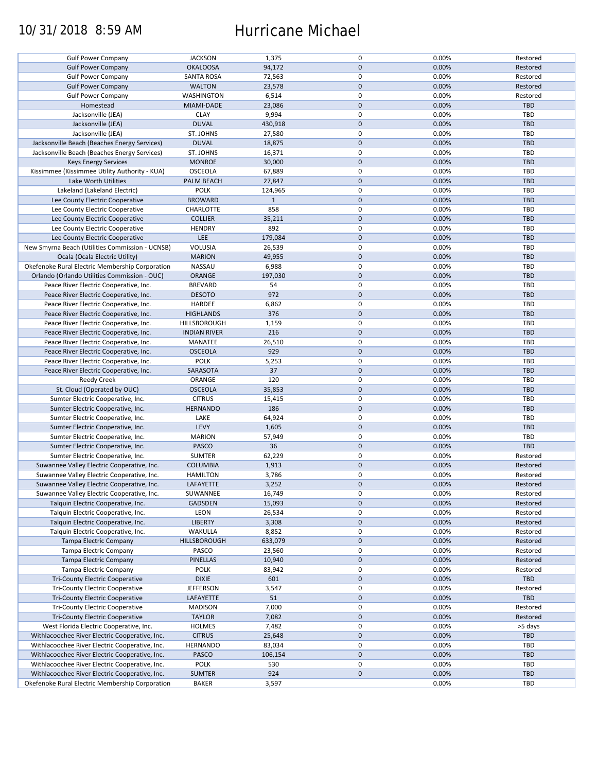10/31/2018 8:59 AM Hurricane Michael

| | | | | | |
|---|---|---|---|---|---|
| Gulf Power Company | JACKSON | 1,375 | 0 | 0.00% | Restored |
| Gulf Power Company | OKALOOSA | 94,172 | 0 | 0.00% | Restored |
| Gulf Power Company | SANTA ROSA | 72,563 | 0 | 0.00% | Restored |
| Gulf Power Company | WALTON | 23,578 | 0 | 0.00% | Restored |
| Gulf Power Company | WASHINGTON | 6,514 | 0 | 0.00% | Restored |
| Homestead | MIAMI-DADE | 23,086 | 0 | 0.00% | TBD |
| Jacksonville (JEA) | CLAY | 9,994 | 0 | 0.00% | TBD |
| Jacksonville (JEA) | DUVAL | 430,918 | 0 | 0.00% | TBD |
| Jacksonville (JEA) | ST. JOHNS | 27,580 | 0 | 0.00% | TBD |
| Jacksonville Beach (Beaches Energy Services) | DUVAL | 18,875 | 0 | 0.00% | TBD |
| Jacksonville Beach (Beaches Energy Services) | ST. JOHNS | 16,371 | 0 | 0.00% | TBD |
| Keys Energy Services | MONROE | 30,000 | 0 | 0.00% | TBD |
| Kissimmee (Kissimmee Utility Authority - KUA) | OSCEOLA | 67,889 | 0 | 0.00% | TBD |
| Lake Worth Utilities | PALM BEACH | 27,847 | 0 | 0.00% | TBD |
| Lakeland (Lakeland Electric) | POLK | 124,965 | 0 | 0.00% | TBD |
| Lee County Electric Cooperative | BROWARD | 1 | 0 | 0.00% | TBD |
| Lee County Electric Cooperative | CHARLOTTE | 858 | 0 | 0.00% | TBD |
| Lee County Electric Cooperative | COLLIER | 35,211 | 0 | 0.00% | TBD |
| Lee County Electric Cooperative | HENDRY | 892 | 0 | 0.00% | TBD |
| Lee County Electric Cooperative | LEE | 179,084 | 0 | 0.00% | TBD |
| New Smyrna Beach (Utilities Commission - UCNSB) | VOLUSIA | 26,539 | 0 | 0.00% | TBD |
| Ocala (Ocala Electric Utility) | MARION | 49,955 | 0 | 0.00% | TBD |
| Okefenoke Rural Electric Membership Corporation | NASSAU | 6,988 | 0 | 0.00% | TBD |
| Orlando (Orlando Utilities Commission - OUC) | ORANGE | 197,030 | 0 | 0.00% | TBD |
| Peace River Electric Cooperative, Inc. | BREVARD | 54 | 0 | 0.00% | TBD |
| Peace River Electric Cooperative, Inc. | DESOTO | 972 | 0 | 0.00% | TBD |
| Peace River Electric Cooperative, Inc. | HARDEE | 6,862 | 0 | 0.00% | TBD |
| Peace River Electric Cooperative, Inc. | HIGHLANDS | 376 | 0 | 0.00% | TBD |
| Peace River Electric Cooperative, Inc. | HILLSBOROUGH | 1,159 | 0 | 0.00% | TBD |
| Peace River Electric Cooperative, Inc. | INDIAN RIVER | 216 | 0 | 0.00% | TBD |
| Peace River Electric Cooperative, Inc. | MANATEE | 26,510 | 0 | 0.00% | TBD |
| Peace River Electric Cooperative, Inc. | OSCEOLA | 929 | 0 | 0.00% | TBD |
| Peace River Electric Cooperative, Inc. | POLK | 5,253 | 0 | 0.00% | TBD |
| Peace River Electric Cooperative, Inc. | SARASOTA | 37 | 0 | 0.00% | TBD |
| Reedy Creek | ORANGE | 120 | 0 | 0.00% | TBD |
| St. Cloud (Operated by OUC) | OSCEOLA | 35,853 | 0 | 0.00% | TBD |
| Sumter Electric Cooperative, Inc. | CITRUS | 15,415 | 0 | 0.00% | TBD |
| Sumter Electric Cooperative, Inc. | HERNANDO | 186 | 0 | 0.00% | TBD |
| Sumter Electric Cooperative, Inc. | LAKE | 64,924 | 0 | 0.00% | TBD |
| Sumter Electric Cooperative, Inc. | LEVY | 1,605 | 0 | 0.00% | TBD |
| Sumter Electric Cooperative, Inc. | MARION | 57,949 | 0 | 0.00% | TBD |
| Sumter Electric Cooperative, Inc. | PASCO | 36 | 0 | 0.00% | TBD |
| Sumter Electric Cooperative, Inc. | SUMTER | 62,229 | 0 | 0.00% | Restored |
| Suwannee Valley Electric Cooperative, Inc. | COLUMBIA | 1,913 | 0 | 0.00% | Restored |
| Suwannee Valley Electric Cooperative, Inc. | HAMILTON | 3,786 | 0 | 0.00% | Restored |
| Suwannee Valley Electric Cooperative, Inc. | LAFAYETTE | 3,252 | 0 | 0.00% | Restored |
| Suwannee Valley Electric Cooperative, Inc. | SUWANNEE | 16,749 | 0 | 0.00% | Restored |
| Talquin Electric Cooperative, Inc. | GADSDEN | 15,093 | 0 | 0.00% | Restored |
| Talquin Electric Cooperative, Inc. | LEON | 26,534 | 0 | 0.00% | Restored |
| Talquin Electric Cooperative, Inc. | LIBERTY | 3,308 | 0 | 0.00% | Restored |
| Talquin Electric Cooperative, Inc. | WAKULLA | 8,852 | 0 | 0.00% | Restored |
| Tampa Electric Company | HILLSBOROUGH | 633,079 | 0 | 0.00% | Restored |
| Tampa Electric Company | PASCO | 23,560 | 0 | 0.00% | Restored |
| Tampa Electric Company | PINELLAS | 10,940 | 0 | 0.00% | Restored |
| Tampa Electric Company | POLK | 83,942 | 0 | 0.00% | Restored |
| Tri-County Electric Cooperative | DIXIE | 601 | 0 | 0.00% | TBD |
| Tri-County Electric Cooperative | JEFFERSON | 3,547 | 0 | 0.00% | Restored |
| Tri-County Electric Cooperative | LAFAYETTE | 51 | 0 | 0.00% | TBD |
| Tri-County Electric Cooperative | MADISON | 7,000 | 0 | 0.00% | Restored |
| Tri-County Electric Cooperative | TAYLOR | 7,082 | 0 | 0.00% | Restored |
| West Florida Electric Cooperative, Inc. | HOLMES | 7,482 | 0 | 0.00% | >5 days |
| Withlacoochee River Electric Cooperative, Inc. | CITRUS | 25,648 | 0 | 0.00% | TBD |
| Withlacoochee River Electric Cooperative, Inc. | HERNANDO | 83,034 | 0 | 0.00% | TBD |
| Withlacoochee River Electric Cooperative, Inc. | PASCO | 106,154 | 0 | 0.00% | TBD |
| Withlacoochee River Electric Cooperative, Inc. | POLK | 530 | 0 | 0.00% | TBD |
| Withlacoochee River Electric Cooperative, Inc. | SUMTER | 924 | 0 | 0.00% | TBD |
| Okefenoke Rural Electric Membership Corporation | BAKER | 3,597 | | 0.00% | TBD |